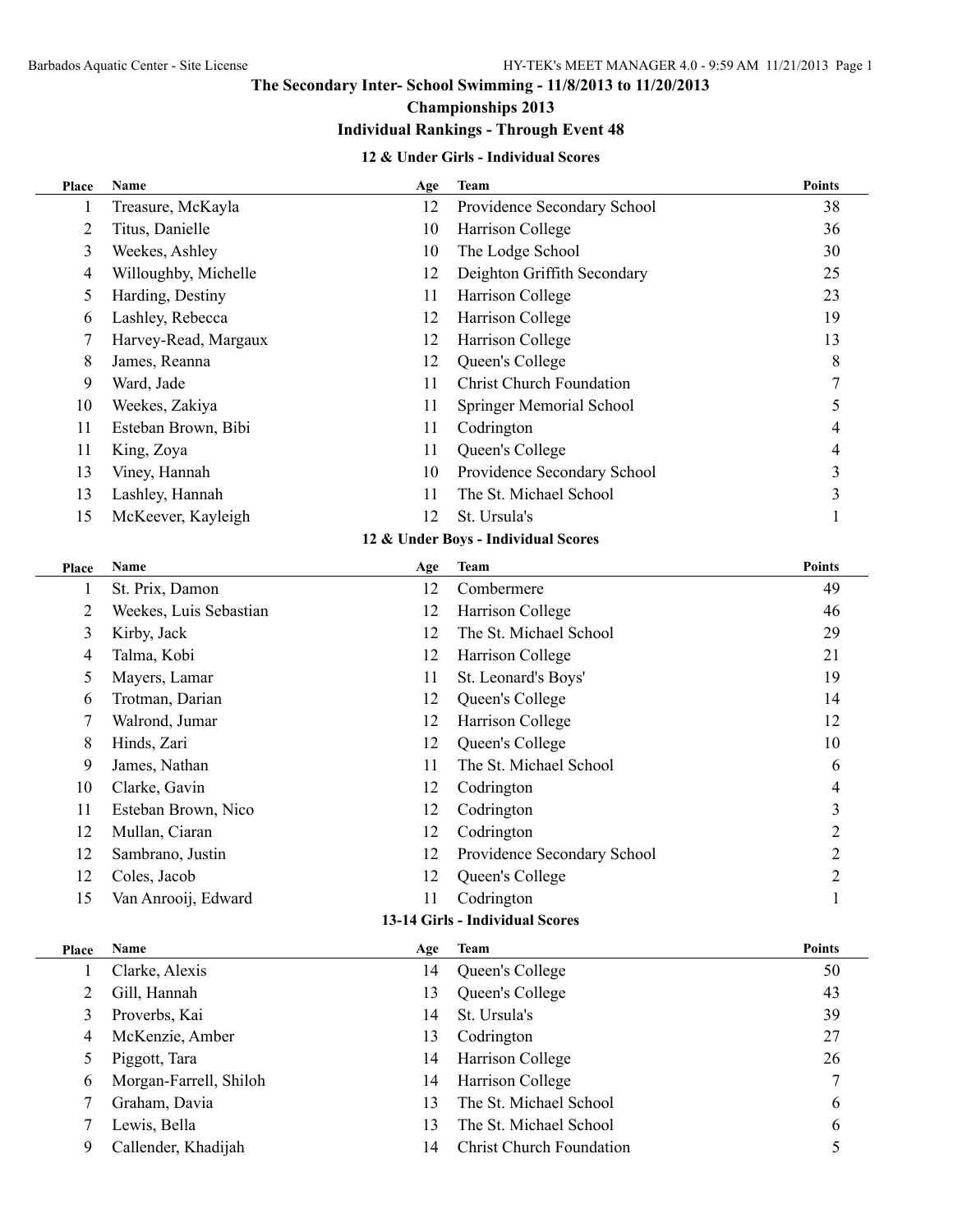# The Secondary Inter- School Swimming - 11/8/2013 to 11/20/2013

## Championships 2013

## Individual Rankings - Through Event 48

### 12 & Under Girls - Individual Scores

| Place | Name | Age | Team | Points |
|---|---|---|---|---|
| 1 | Treasure, McKayla | 12 | Providence Secondary School | 38 |
| 2 | Titus, Danielle | 10 | Harrison College | 36 |
| 3 | Weekes, Ashley | 10 | The Lodge School | 30 |
| 4 | Willoughby, Michelle | 12 | Deighton Griffith Secondary | 25 |
| 5 | Harding, Destiny | 11 | Harrison College | 23 |
| 6 | Lashley, Rebecca | 12 | Harrison College | 19 |
| 7 | Harvey-Read, Margaux | 12 | Harrison College | 13 |
| 8 | James, Reanna | 12 | Queen's College | 8 |
| 9 | Ward, Jade | 11 | Christ Church Foundation | 7 |
| 10 | Weekes, Zakiya | 11 | Springer Memorial School | 5 |
| 11 | Esteban Brown, Bibi | 11 | Codrington | 4 |
| 11 | King, Zoya | 11 | Queen's College | 4 |
| 13 | Viney, Hannah | 10 | Providence Secondary School | 3 |
| 13 | Lashley, Hannah | 11 | The St. Michael School | 3 |
| 15 | McKeever, Kayleigh | 12 | St. Ursula's | 1 |

### 12 & Under Boys - Individual Scores

| Place | Name | Age | Team | Points |
|---|---|---|---|---|
| 1 | St. Prix, Damon | 12 | Combermere | 49 |
| 2 | Weekes, Luis Sebastian | 12 | Harrison College | 46 |
| 3 | Kirby, Jack | 12 | The St. Michael School | 29 |
| 4 | Talma, Kobi | 12 | Harrison College | 21 |
| 5 | Mayers, Lamar | 11 | St. Leonard's Boys' | 19 |
| 6 | Trotman, Darian | 12 | Queen's College | 14 |
| 7 | Walrond, Jumar | 12 | Harrison College | 12 |
| 8 | Hinds, Zari | 12 | Queen's College | 10 |
| 9 | James, Nathan | 11 | The St. Michael School | 6 |
| 10 | Clarke, Gavin | 12 | Codrington | 4 |
| 11 | Esteban Brown, Nico | 12 | Codrington | 3 |
| 12 | Mullan, Ciaran | 12 | Codrington | 2 |
| 12 | Sambrano, Justin | 12 | Providence Secondary School | 2 |
| 12 | Coles, Jacob | 12 | Queen's College | 2 |
| 15 | Van Anrooij, Edward | 11 | Codrington | 1 |

### 13-14 Girls - Individual Scores

| Place | Name | Age | Team | Points |
|---|---|---|---|---|
| 1 | Clarke, Alexis | 14 | Queen's College | 50 |
| 2 | Gill, Hannah | 13 | Queen's College | 43 |
| 3 | Proverbs, Kai | 14 | St. Ursula's | 39 |
| 4 | McKenzie, Amber | 13 | Codrington | 27 |
| 5 | Piggott, Tara | 14 | Harrison College | 26 |
| 6 | Morgan-Farrell, Shiloh | 14 | Harrison College | 7 |
| 7 | Graham, Davia | 13 | The St. Michael School | 6 |
| 7 | Lewis, Bella | 13 | The St. Michael School | 6 |
| 9 | Callender, Khadijah | 14 | Christ Church Foundation | 5 |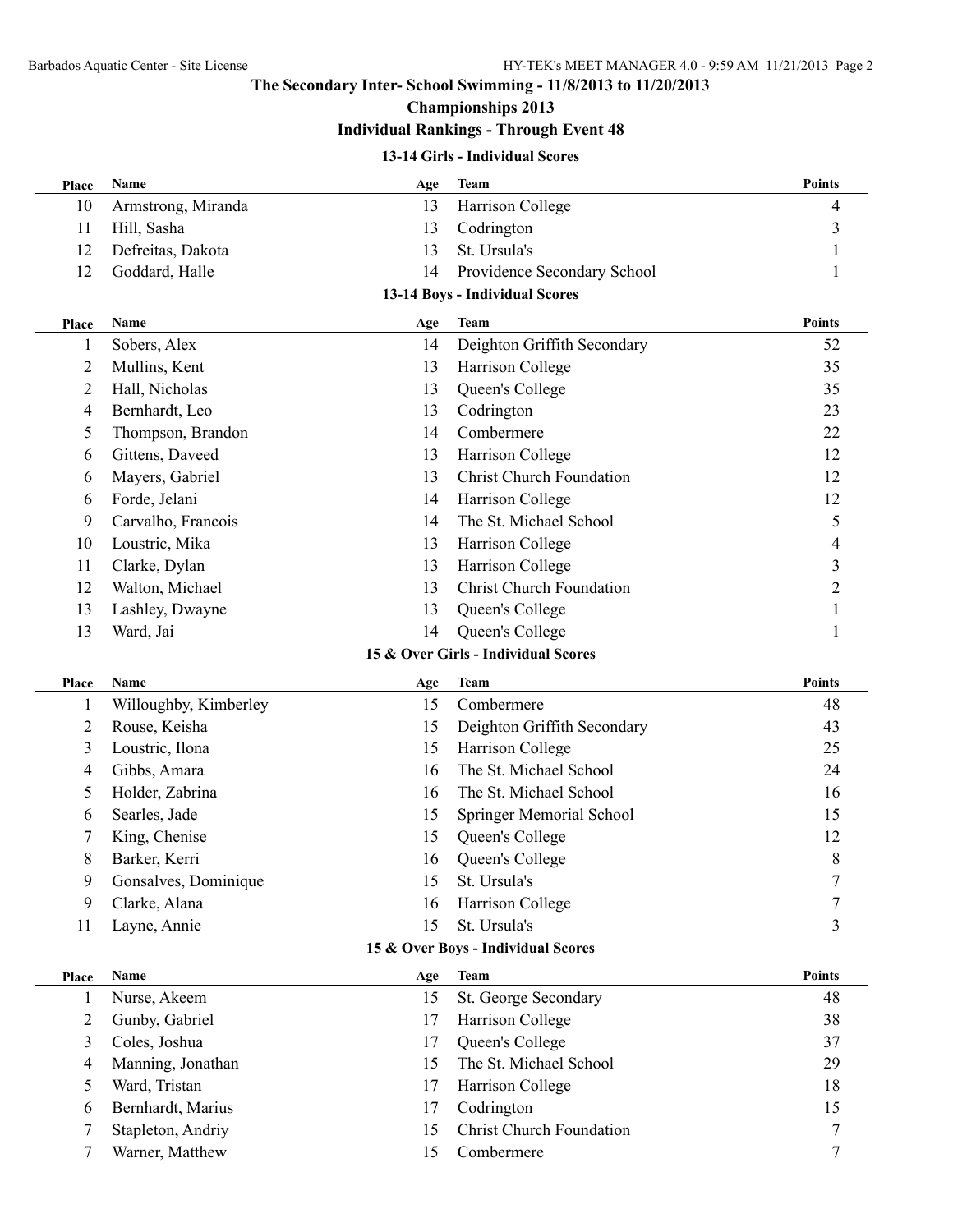# The Secondary Inter- School Swimming - 11/8/2013 to 11/20/2013

## Championships 2013

## Individual Rankings - Through Event 48

### 13-14 Girls - Individual Scores

| Place | Name | Age | Team | Points |
|---|---|---|---|---|
| 10 | Armstrong, Miranda | 13 | Harrison College | 4 |
| 11 | Hill, Sasha | 13 | Codrington | 3 |
| 12 | Defreitas, Dakota | 13 | St. Ursula's | 1 |
| 12 | Goddard, Halle | 14 | Providence Secondary School | 1 |

### 13-14 Boys - Individual Scores

| Place | Name | Age | Team | Points |
|---|---|---|---|---|
| 1 | Sobers, Alex | 14 | Deighton Griffith Secondary | 52 |
| 2 | Mullins, Kent | 13 | Harrison College | 35 |
| 2 | Hall, Nicholas | 13 | Queen's College | 35 |
| 4 | Bernhardt, Leo | 13 | Codrington | 23 |
| 5 | Thompson, Brandon | 14 | Combermere | 22 |
| 6 | Gittens, Daveed | 13 | Harrison College | 12 |
| 6 | Mayers, Gabriel | 13 | Christ Church Foundation | 12 |
| 6 | Forde, Jelani | 14 | Harrison College | 12 |
| 9 | Carvalho, Francois | 14 | The St. Michael School | 5 |
| 10 | Loustric, Mika | 13 | Harrison College | 4 |
| 11 | Clarke, Dylan | 13 | Harrison College | 3 |
| 12 | Walton, Michael | 13 | Christ Church Foundation | 2 |
| 13 | Lashley, Dwayne | 13 | Queen's College | 1 |
| 13 | Ward, Jai | 14 | Queen's College | 1 |

### 15 & Over Girls - Individual Scores

| Place | Name | Age | Team | Points |
|---|---|---|---|---|
| 1 | Willoughby, Kimberley | 15 | Combermere | 48 |
| 2 | Rouse, Keisha | 15 | Deighton Griffith Secondary | 43 |
| 3 | Loustric, Ilona | 15 | Harrison College | 25 |
| 4 | Gibbs, Amara | 16 | The St. Michael School | 24 |
| 5 | Holder, Zabrina | 16 | The St. Michael School | 16 |
| 6 | Searles, Jade | 15 | Springer Memorial School | 15 |
| 7 | King, Chenise | 15 | Queen's College | 12 |
| 8 | Barker, Kerri | 16 | Queen's College | 8 |
| 9 | Gonsalves, Dominique | 15 | St. Ursula's | 7 |
| 9 | Clarke, Alana | 16 | Harrison College | 7 |
| 11 | Layne, Annie | 15 | St. Ursula's | 3 |

### 15 & Over Boys - Individual Scores

| Place | Name | Age | Team | Points |
|---|---|---|---|---|
| 1 | Nurse, Akeem | 15 | St. George Secondary | 48 |
| 2 | Gunby, Gabriel | 17 | Harrison College | 38 |
| 3 | Coles, Joshua | 17 | Queen's College | 37 |
| 4 | Manning, Jonathan | 15 | The St. Michael School | 29 |
| 5 | Ward, Tristan | 17 | Harrison College | 18 |
| 6 | Bernhardt, Marius | 17 | Codrington | 15 |
| 7 | Stapleton, Andriy | 15 | Christ Church Foundation | 7 |
| 7 | Warner, Matthew | 15 | Combermere | 7 |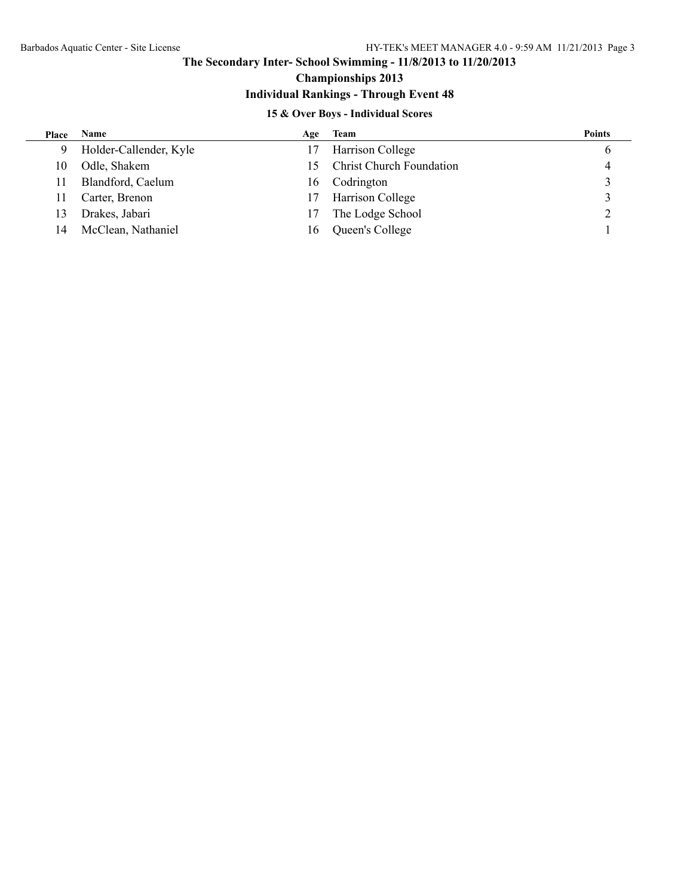## The Secondary Inter- School Swimming - 11/8/2013 to 11/20/2013

## Championships 2013

## Individual Rankings - Through Event 48

### 15 & Over Boys - Individual Scores

| Place | Name | Age | Team | Points |
|---|---|---|---|---|
| 9 | Holder-Callender, Kyle | 17 | Harrison College | 6 |
| 10 | Odle, Shakem | 15 | Christ Church Foundation | 4 |
| 11 | Blandford, Caelum | 16 | Codrington | 3 |
| 11 | Carter, Brenon | 17 | Harrison College | 3 |
| 13 | Drakes, Jabari | 17 | The Lodge School | 2 |
| 14 | McClean, Nathaniel | 16 | Queen's College | 1 |